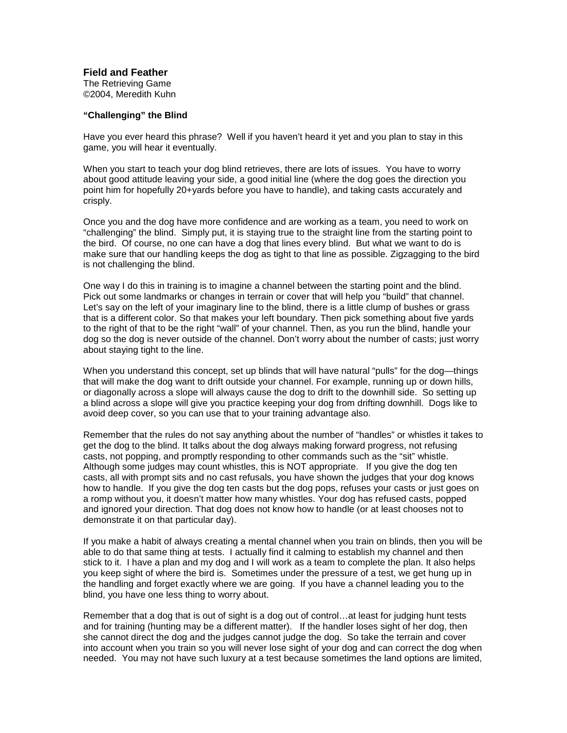**Field and Feather**

The Retrieving Game

©2004, Meredith Kuhn

**"Challenging" the Blind**

Have you ever heard this phrase? Well if you haven't heard it yet and you plan to stay in this game, you will hear it eventually.

When you start to teach your dog blind retrieves, there are lots of issues. You have to worry about good attitude leaving your side, a good initial line (where the dog goes the direction you point him for hopefully 20+yards before you have to handle), and taking casts accurately and crisply.

Once you and the dog have more confidence and are working as a team, you need to work on "challenging" the blind. Simply put, it is staying true to the straight line from the starting point to the bird. Of course, no one can have a dog that lines every blind. But what we want to do is make sure that our handling keeps the dog as tight to that line as possible. Zigzagging to the bird is not challenging the blind.

One way I do this in training is to imagine a channel between the starting point and the blind. Pick out some landmarks or changes in terrain or cover that will help you "build" that channel. Let's say on the left of your imaginary line to the blind, there is a little clump of bushes or grass that is a different color. So that makes your left boundary. Then pick something about five yards to the right of that to be the right "wall" of your channel. Then, as you run the blind, handle your dog so the dog is never outside of the channel. Don't worry about the number of casts; just worry about staying tight to the line.

When you understand this concept, set up blinds that will have natural "pulls" for the dog—things that will make the dog want to drift outside your channel. For example, running up or down hills, or diagonally across a slope will always cause the dog to drift to the downhill side. So setting up a blind across a slope will give you practice keeping your dog from drifting downhill. Dogs like to avoid deep cover, so you can use that to your training advantage also.

Remember that the rules do not say anything about the number of "handles" or whistles it takes to get the dog to the blind. It talks about the dog always making forward progress, not refusing casts, not popping, and promptly responding to other commands such as the "sit" whistle. Although some judges may count whistles, this is NOT appropriate. If you give the dog ten casts, all with prompt sits and no cast refusals, you have shown the judges that your dog knows how to handle. If you give the dog ten casts but the dog pops, refuses your casts or just goes on a romp without you, it doesn't matter how many whistles. Your dog has refused casts, popped and ignored your direction. That dog does not know how to handle (or at least chooses not to demonstrate it on that particular day).

If you make a habit of always creating a mental channel when you train on blinds, then you will be able to do that same thing at tests. I actually find it calming to establish my channel and then stick to it. I have a plan and my dog and I will work as a team to complete the plan. It also helps you keep sight of where the bird is. Sometimes under the pressure of a test, we get hung up in the handling and forget exactly where we are going. If you have a channel leading you to the blind, you have one less thing to worry about.

Remember that a dog that is out of sight is a dog out of control…at least for judging hunt tests and for training (hunting may be a different matter). If the handler loses sight of her dog, then she cannot direct the dog and the judges cannot judge the dog. So take the terrain and cover into account when you train so you will never lose sight of your dog and can correct the dog when needed. You may not have such luxury at a test because sometimes the land options are limited,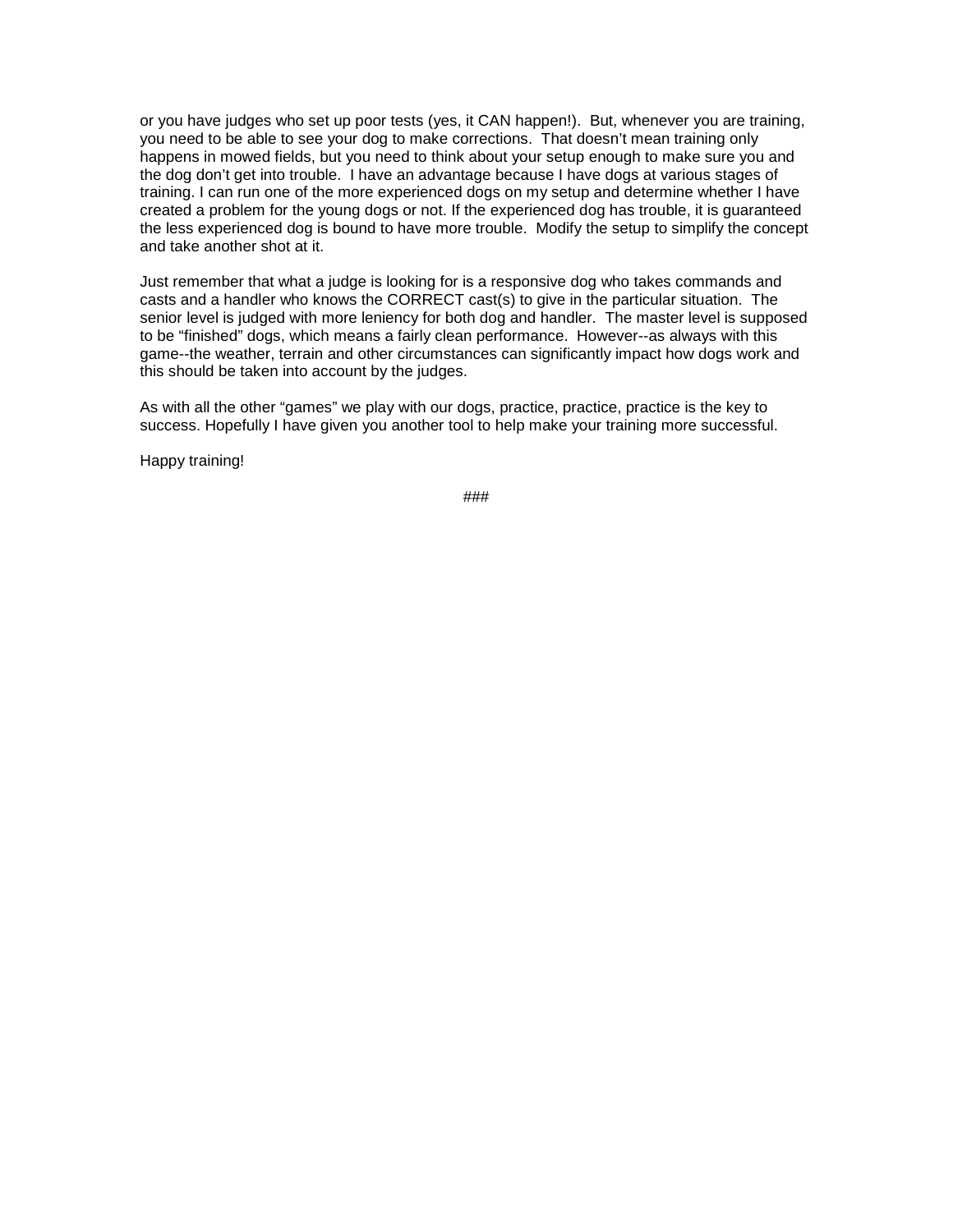or you have judges who set up poor tests (yes, it CAN happen!). But, whenever you are training, you need to be able to see your dog to make corrections. That doesn't mean training only happens in mowed fields, but you need to think about your setup enough to make sure you and the dog don't get into trouble. I have an advantage because I have dogs at various stages of training. I can run one of the more experienced dogs on my setup and determine whether I have created a problem for the young dogs or not. If the experienced dog has trouble, it is guaranteed the less experienced dog is bound to have more trouble. Modify the setup to simplify the concept and take another shot at it.

Just remember that what a judge is looking for is a responsive dog who takes commands and casts and a handler who knows the CORRECT cast(s) to give in the particular situation. The senior level is judged with more leniency for both dog and handler. The master level is supposed to be "finished" dogs, which means a fairly clean performance. However--as always with this game--the weather, terrain and other circumstances can significantly impact how dogs work and this should be taken into account by the judges.

As with all the other "games" we play with our dogs, practice, practice, practice is the key to success. Hopefully I have given you another tool to help make your training more successful.

Happy training!

###